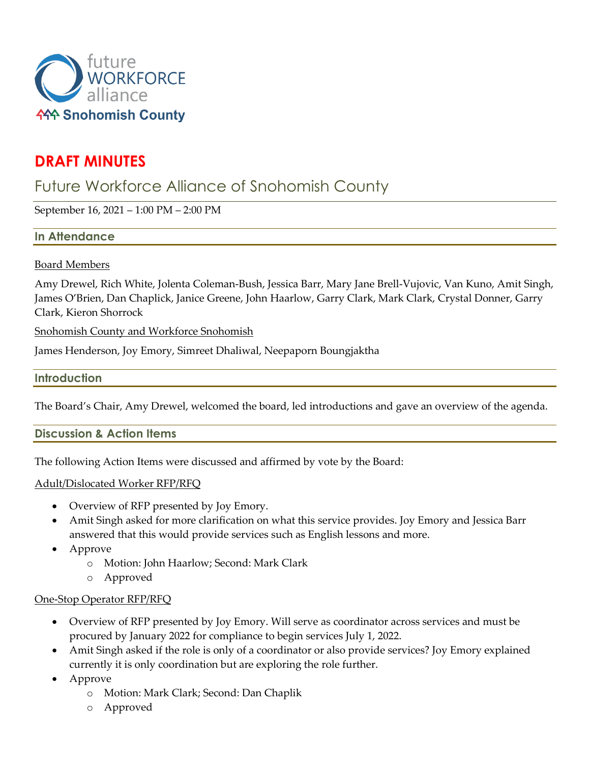# DRAFT MINUTES

## Future Workforce Alliance of Snohomish County

September 16, 2021 – 1:00 PM – 2:00 PM

### In Attendance

Board Members

Amy Drewel, Rich White, Jolenta Coleman-Bush, Jessica Barr, Mary Jane Brell-Vujovic, Van Kuno, Amit Singh, James O'Brien, Dan Chaplick, Janice Greene, John Haarlow, Garry Clark, Mark Clark, Crystal Donner, Garry Clark, Kieron Shorrock

Snohomish County and Workforce Snohomish

James Henderson, Joy Emory, Simreet Dhaliwal, Neepaporn Boungjaktha

### Introduction

The Board's Chair, Amy Drewel, welcomed the board, led introductions and gave an overview of the agenda.

### Discussion & Action Items

The following Action Items were discussed and affirmed by vote by the Board:

Adult/Dislocated Worker RFP/RFQ

- Overview of RFP presented by Joy Emory.
- Amit Singh asked for more clarification on what this service provides. Joy Emory and Jessica Barr answered that this would provide services such as English lessons and more.
- Approve
  - Motion: John Haarlow; Second: Mark Clark
  - Approved

One-Stop Operator RFP/RFQ

- Overview of RFP presented by Joy Emory. Will serve as coordinator across services and must be procured by January 2022 for compliance to begin services July 1, 2022.
- Amit Singh asked if the role is only of a coordinator or also provide services? Joy Emory explained currently it is only coordination but are exploring the role further.
- Approve
  - Motion: Mark Clark; Second: Dan Chaplik
  - Approved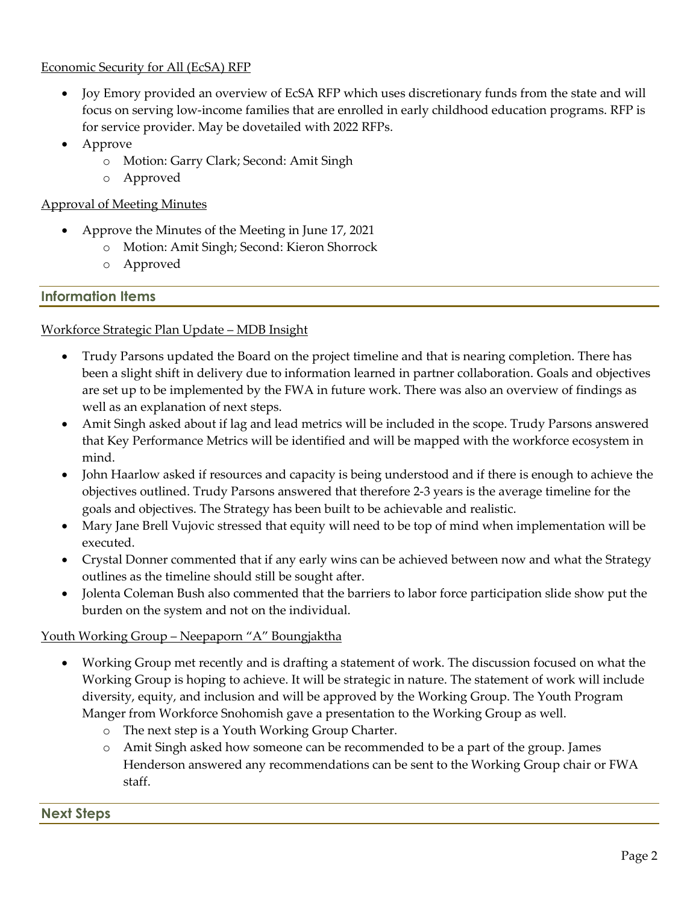Economic Security for All (EcSA) RFP

- Joy Emory provided an overview of EcSA RFP which uses discretionary funds from the state and will focus on serving low-income families that are enrolled in early childhood education programs. RFP is for service provider. May be dovetailed with 2022 RFPs.
- Approve
  - Motion: Garry Clark; Second: Amit Singh
  - Approved

Approval of Meeting Minutes

- Approve the Minutes of the Meeting in June 17, 2021
  - Motion: Amit Singh; Second: Kieron Shorrock
  - Approved

## Information Items

Workforce Strategic Plan Update – MDB Insight

- Trudy Parsons updated the Board on the project timeline and that is nearing completion. There has been a slight shift in delivery due to information learned in partner collaboration. Goals and objectives are set up to be implemented by the FWA in future work. There was also an overview of findings as well as an explanation of next steps.
- Amit Singh asked about if lag and lead metrics will be included in the scope. Trudy Parsons answered that Key Performance Metrics will be identified and will be mapped with the workforce ecosystem in mind.
- John Haarlow asked if resources and capacity is being understood and if there is enough to achieve the objectives outlined. Trudy Parsons answered that therefore 2-3 years is the average timeline for the goals and objectives. The Strategy has been built to be achievable and realistic.
- Mary Jane Brell Vujovic stressed that equity will need to be top of mind when implementation will be executed.
- Crystal Donner commented that if any early wins can be achieved between now and what the Strategy outlines as the timeline should still be sought after.
- Jolenta Coleman Bush also commented that the barriers to labor force participation slide show put the burden on the system and not on the individual.

Youth Working Group – Neepaporn "A" Boungjaktha

- Working Group met recently and is drafting a statement of work. The discussion focused on what the Working Group is hoping to achieve. It will be strategic in nature. The statement of work will include diversity, equity, and inclusion and will be approved by the Working Group. The Youth Program Manger from Workforce Snohomish gave a presentation to the Working Group as well.
  - The next step is a Youth Working Group Charter.
  - Amit Singh asked how someone can be recommended to be a part of the group. James Henderson answered any recommendations can be sent to the Working Group chair or FWA staff.

## Next Steps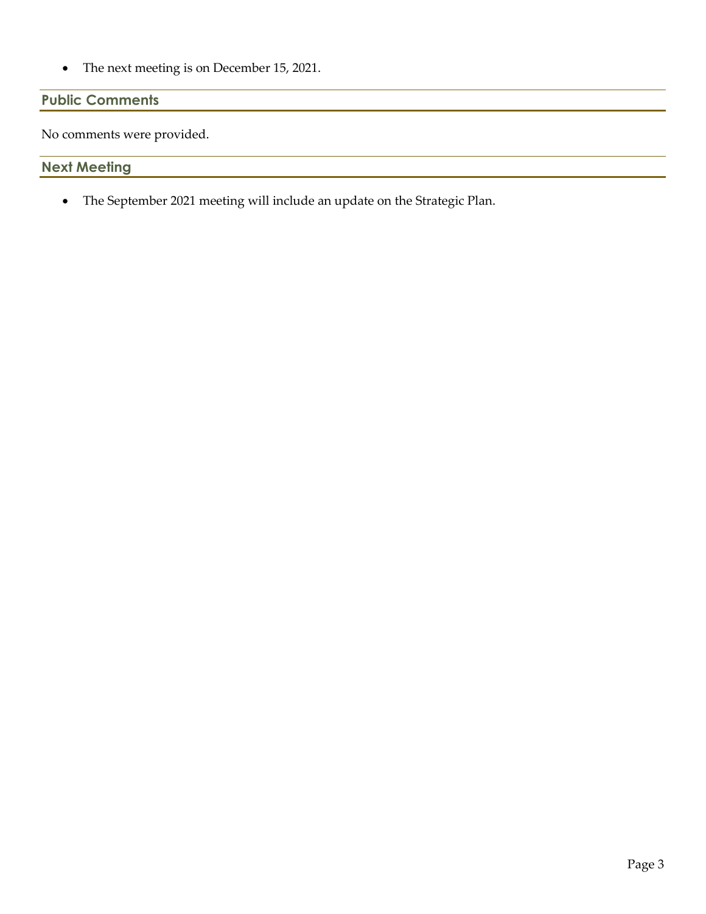- The next meeting is on December 15, 2021.

## Public Comments

No comments were provided.

## Next Meeting

- The September 2021 meeting will include an update on the Strategic Plan.